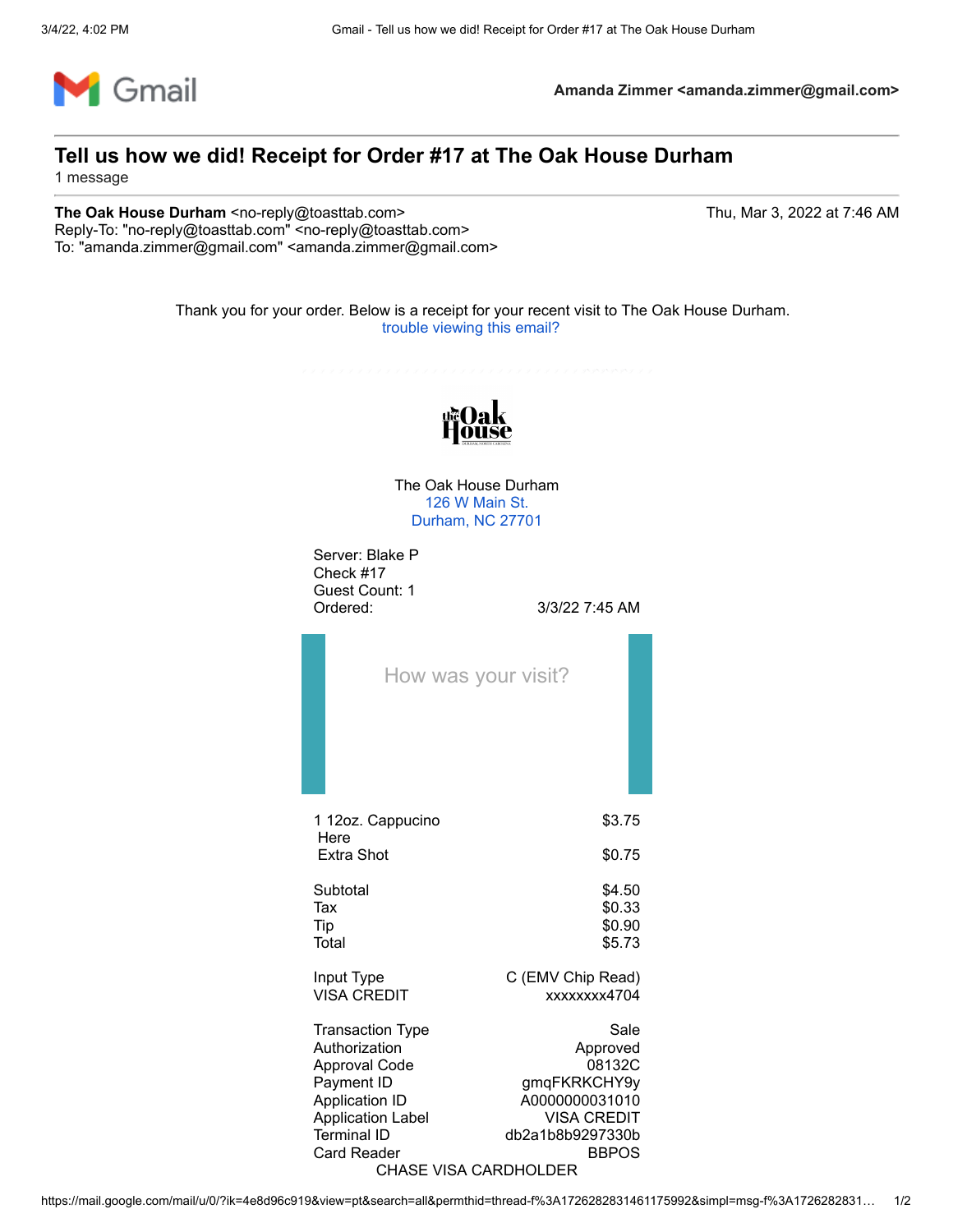Amanda Zimmer <amanda.zimmer@gmail.com>

# Tell us how we did! Receipt for Order #17 at The Oak House Durham

1 message

**The Oak House Durham** <no-reply@toasttab.com>
Reply-To: "no-reply@toasttab.com" <no-reply@toasttab.com>
To: "amanda.zimmer@gmail.com" <amanda.zimmer@gmail.com>

Thu, Mar 3, 2022 at 7:46 AM

Thank you for your order. Below is a receipt for your recent visit to The Oak House Durham.
trouble viewing this email?

The Oak House Durham
126 W Main St.
Durham, NC 27701

Server: Blake P
Check #17
Guest Count: 1
Ordered: 3/3/22 7:45 AM

How was your visit?

| | |
|---|---|
| 1 12oz. Cappucino | $3.75 |
| Here | |
| Extra Shot | $0.75 |
| Subtotal | $4.50 |
| Tax | $0.33 |
| Tip | $0.90 |
| Total | $5.73 |
| Input Type | C (EMV Chip Read) |
| VISA CREDIT | xxxxxxxx4704 |
| Transaction Type | Sale |
| Authorization | Approved |
| Approval Code | 08132C |
| Payment ID | gmqFKRKCHY9y |
| Application ID | A0000000031010 |
| Application Label | VISA CREDIT |
| Terminal ID | db2a1b8b9297330b |
| Card Reader | BBPOS |

CHASE VISA CARDHOLDER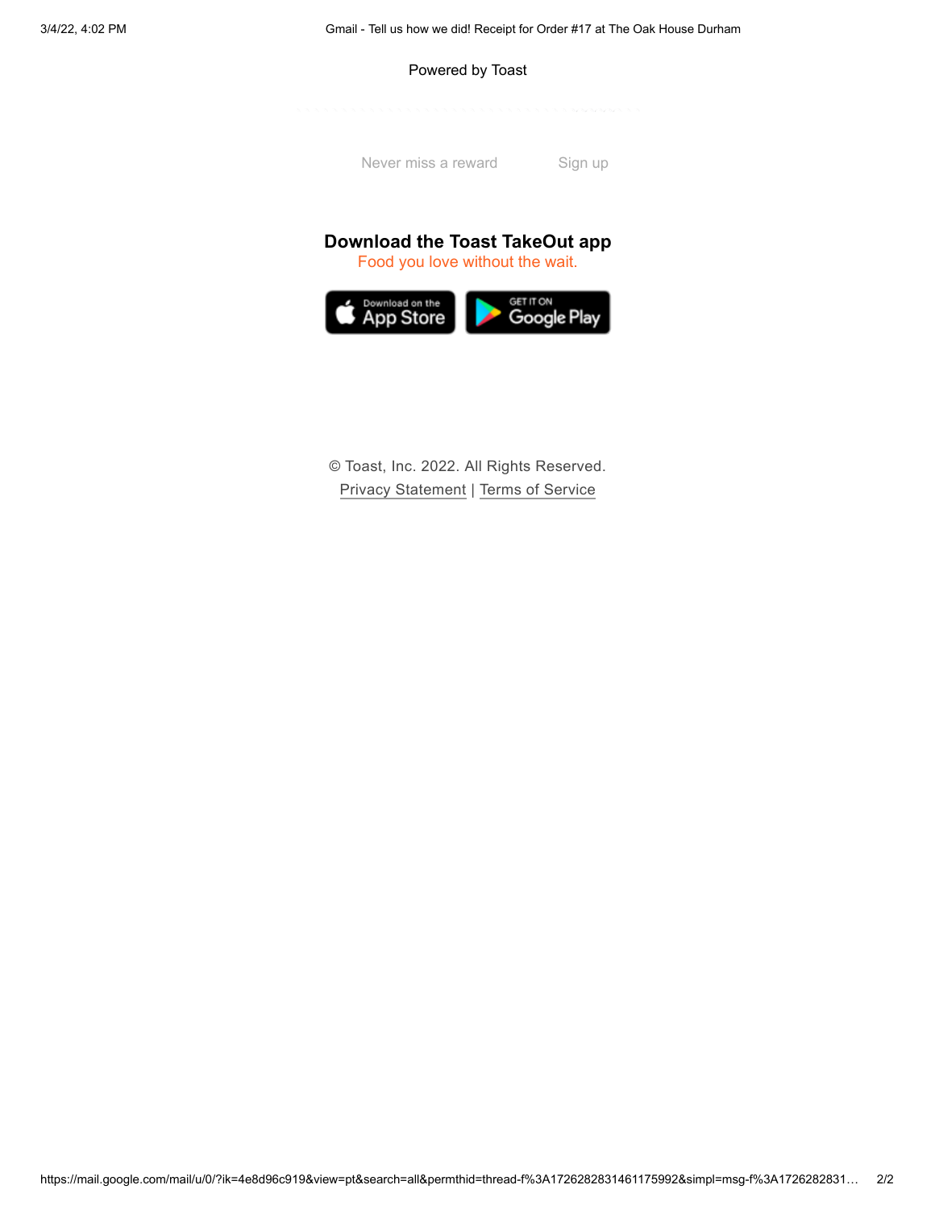Powered by Toast

Never miss a reward Sign up

**Download the Toast TakeOut app**

Food you love without the wait.

Download on the App Store GET IT ON Google Play

© Toast, Inc. 2022. All Rights Reserved.

Privacy Statement | Terms of Service